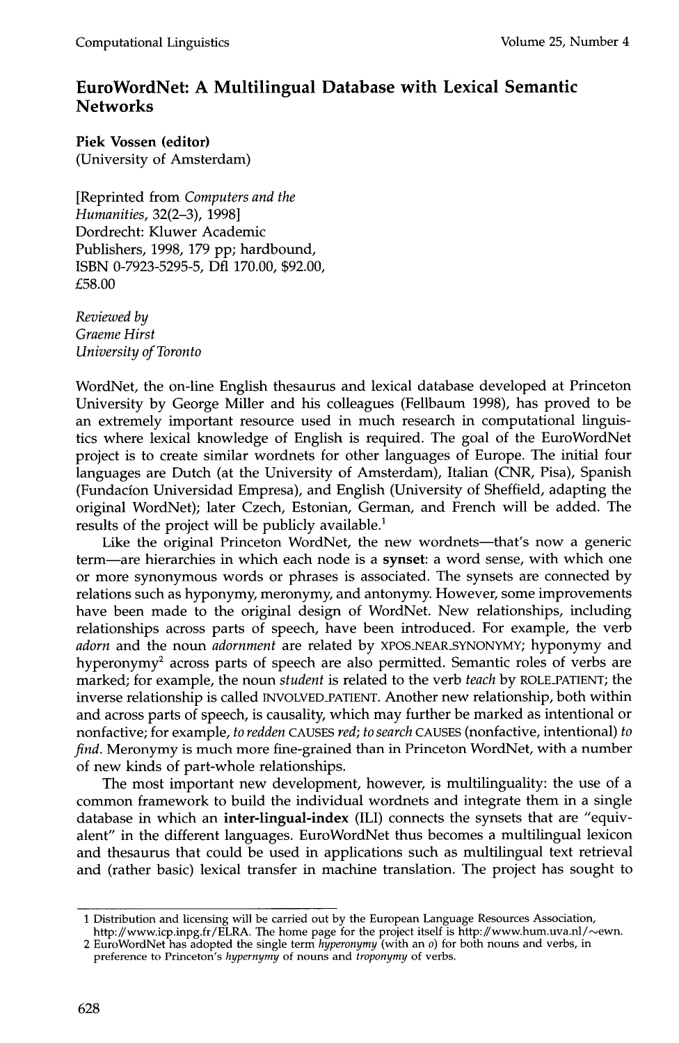# EuroWordNet: A Multilingual Database with Lexical Semantic Networks

**Piek Vossen (editor)**
(University of Amsterdam)

[Reprinted from *Computers and the Humanities*, 32(2–3), 1998]
Dordrecht: Kluwer Academic Publishers, 1998, 179 pp; hardbound, ISBN 0-7923-5295-5, Dfl 170.00, $92.00, £58.00

*Reviewed by*
*Graeme Hirst*
*University of Toronto*

WordNet, the on-line English thesaurus and lexical database developed at Princeton University by George Miller and his colleagues (Fellbaum 1998), has proved to be an extremely important resource used in much research in computational linguistics where lexical knowledge of English is required. The goal of the EuroWordNet project is to create similar wordnets for other languages of Europe. The initial four languages are Dutch (at the University of Amsterdam), Italian (CNR, Pisa), Spanish (Fundacíon Universidad Empresa), and English (University of Sheffield, adapting the original WordNet); later Czech, Estonian, German, and French will be added. The results of the project will be publicly available.[1]

Like the original Princeton WordNet, the new wordnets—that's now a generic term—are hierarchies in which each node is a **synset**: a word sense, with which one or more synonymous words or phrases is associated. The synsets are connected by relations such as hyponymy, meronymy, and antonymy. However, some improvements have been made to the original design of WordNet. New relationships, including relationships across parts of speech, have been introduced. For example, the verb *adorn* and the noun *adornment* are related by XPOS_NEAR_SYNONYMY; hyponymy and hyperonymy[2] across parts of speech are also permitted. Semantic roles of verbs are marked; for example, the noun *student* is related to the verb *teach* by ROLE_PATIENT; the inverse relationship is called INVOLVED_PATIENT. Another new relationship, both within and across parts of speech, is causality, which may further be marked as intentional or nonfactive; for example, *to redden* CAUSES *red*; *to search* CAUSES (nonfactive, intentional) *to find*. Meronymy is much more fine-grained than in Princeton WordNet, with a number of new kinds of part-whole relationships.

The most important new development, however, is multilinguality: the use of a common framework to build the individual wordnets and integrate them in a single database in which an **inter-lingual-index** (ILI) connects the synsets that are "equivalent" in the different languages. EuroWordNet thus becomes a multilingual lexicon and thesaurus that could be used in applications such as multilingual text retrieval and (rather basic) lexical transfer in machine translation. The project has sought to

1 Distribution and licensing will be carried out by the European Language Resources Association, http://www.icp.inpg.fr/ELRA. The home page for the project itself is http://www.hum.uva.nl/~ewn.

2 EuroWordNet has adopted the single term *hyperonymy* (with an *o*) for both nouns and verbs, in preference to Princeton's *hypernymy* of nouns and *troponymy* of verbs.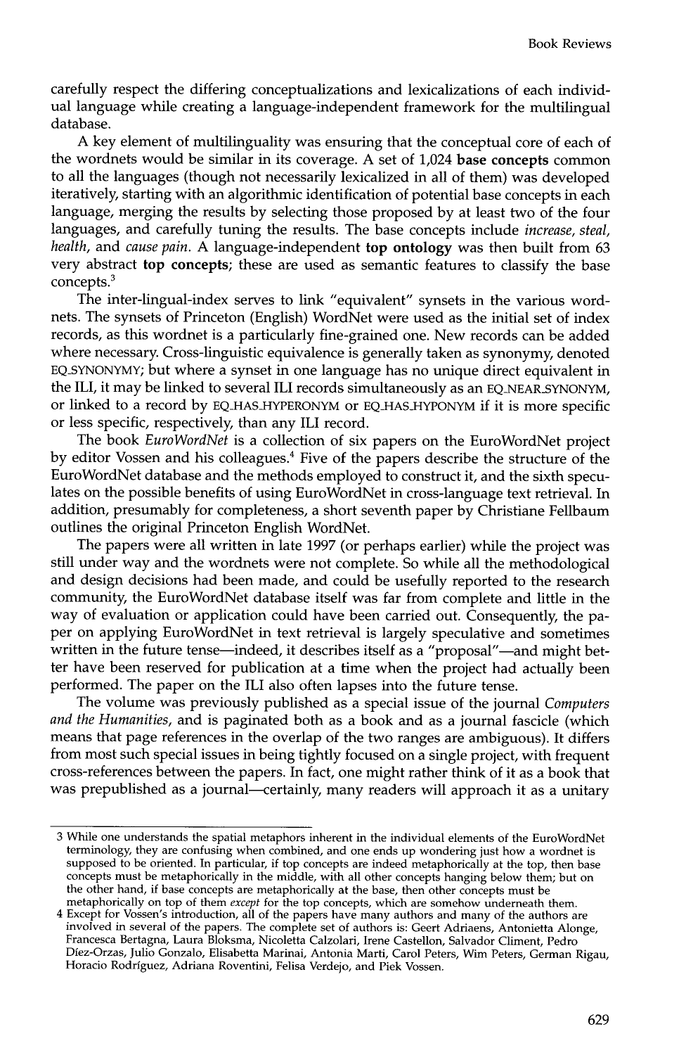carefully respect the differing conceptualizations and lexicalizations of each individual language while creating a language-independent framework for the multilingual database.

A key element of multilinguality was ensuring that the conceptual core of each of the wordnets would be similar in its coverage. A set of 1,024 **base concepts** common to all the languages (though not necessarily lexicalized in all of them) was developed iteratively, starting with an algorithmic identification of potential base concepts in each language, merging the results by selecting those proposed by at least two of the four languages, and carefully tuning the results. The base concepts include *increase, steal, health,* and *cause pain*. A language-independent **top ontology** was then built from 63 very abstract **top concepts**; these are used as semantic features to classify the base concepts.[3]

The inter-lingual-index serves to link "equivalent" synsets in the various wordnets. The synsets of Princeton (English) WordNet were used as the initial set of index records, as this wordnet is a particularly fine-grained one. New records can be added where necessary. Cross-linguistic equivalence is generally taken as synonymy, denoted EQ_SYNONYMY; but where a synset in one language has no unique direct equivalent in the ILI, it may be linked to several ILI records simultaneously as an EQ_NEAR_SYNONYM, or linked to a record by EQ_HAS_HYPERONYM or EQ_HAS_HYPONYM if it is more specific or less specific, respectively, than any ILI record.

The book *EuroWordNet* is a collection of six papers on the EuroWordNet project by editor Vossen and his colleagues.[4] Five of the papers describe the structure of the EuroWordNet database and the methods employed to construct it, and the sixth speculates on the possible benefits of using EuroWordNet in cross-language text retrieval. In addition, presumably for completeness, a short seventh paper by Christiane Fellbaum outlines the original Princeton English WordNet.

The papers were all written in late 1997 (or perhaps earlier) while the project was still under way and the wordnets were not complete. So while all the methodological and design decisions had been made, and could be usefully reported to the research community, the EuroWordNet database itself was far from complete and little in the way of evaluation or application could have been carried out. Consequently, the paper on applying EuroWordNet in text retrieval is largely speculative and sometimes written in the future tense—indeed, it describes itself as a "proposal"—and might better have been reserved for publication at a time when the project had actually been performed. The paper on the ILI also often lapses into the future tense.

The volume was previously published as a special issue of the journal *Computers and the Humanities*, and is paginated both as a book and as a journal fascicle (which means that page references in the overlap of the two ranges are ambiguous). It differs from most such special issues in being tightly focused on a single project, with frequent cross-references between the papers. In fact, one might rather think of it as a book that was prepublished as a journal—certainly, many readers will approach it as a unitary

---

[3] While one understands the spatial metaphors inherent in the individual elements of the EuroWordNet terminology, they are confusing when combined, and one ends up wondering just how a wordnet is supposed to be oriented. In particular, if top concepts are indeed metaphorically at the top, then base concepts must be metaphorically in the middle, with all other concepts hanging below them; but on the other hand, if base concepts are metaphorically at the base, then other concepts must be metaphorically on top of them *except* for the top concepts, which are somehow underneath them.

[4] Except for Vossen's introduction, all of the papers have many authors and many of the authors are involved in several of the papers. The complete set of authors is: Geert Adriaens, Antonietta Alonge, Francesca Bertagna, Laura Bloksma, Nicoletta Calzolari, Irene Castellon, Salvador Climent, Pedro Díez-Orzas, Julio Gonzalo, Elisabetta Marinai, Antonia Marti, Carol Peters, Wim Peters, German Rigau, Horacio Rodríguez, Adriana Roventini, Felisa Verdejo, and Piek Vossen.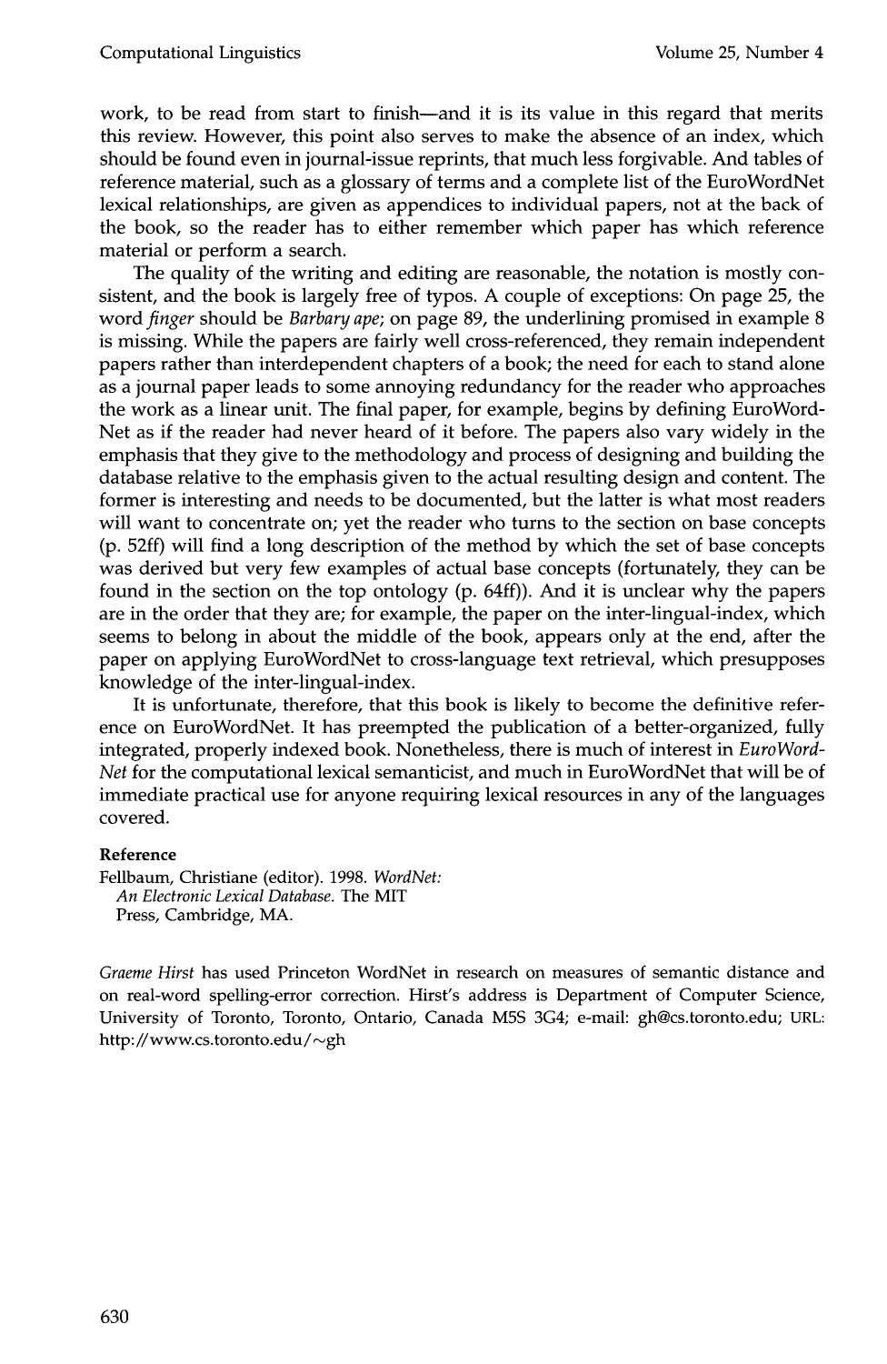work, to be read from start to finish—and it is its value in this regard that merits this review. However, this point also serves to make the absence of an index, which should be found even in journal-issue reprints, that much less forgivable. And tables of reference material, such as a glossary of terms and a complete list of the EuroWordNet lexical relationships, are given as appendices to individual papers, not at the back of the book, so the reader has to either remember which paper has which reference material or perform a search.

The quality of the writing and editing are reasonable, the notation is mostly consistent, and the book is largely free of typos. A couple of exceptions: On page 25, the word *finger* should be *Barbary ape*; on page 89, the underlining promised in example 8 is missing. While the papers are fairly well cross-referenced, they remain independent papers rather than interdependent chapters of a book; the need for each to stand alone as a journal paper leads to some annoying redundancy for the reader who approaches the work as a linear unit. The final paper, for example, begins by defining EuroWordNet as if the reader had never heard of it before. The papers also vary widely in the emphasis that they give to the methodology and process of designing and building the database relative to the emphasis given to the actual resulting design and content. The former is interesting and needs to be documented, but the latter is what most readers will want to concentrate on; yet the reader who turns to the section on base concepts (p. 52ff) will find a long description of the method by which the set of base concepts was derived but very few examples of actual base concepts (fortunately, they can be found in the section on the top ontology (p. 64ff)). And it is unclear why the papers are in the order that they are; for example, the paper on the inter-lingual-index, which seems to belong in about the middle of the book, appears only at the end, after the paper on applying EuroWordNet to cross-language text retrieval, which presupposes knowledge of the inter-lingual-index.

It is unfortunate, therefore, that this book is likely to become the definitive reference on EuroWordNet. It has preempted the publication of a better-organized, fully integrated, properly indexed book. Nonetheless, there is much of interest in *EuroWordNet* for the computational lexical semanticist, and much in EuroWordNet that will be of immediate practical use for anyone requiring lexical resources in any of the languages covered.

**Reference**

Fellbaum, Christiane (editor). 1998. *WordNet: An Electronic Lexical Database*. The MIT Press, Cambridge, MA.

*Graeme Hirst* has used Princeton WordNet in research on measures of semantic distance and on real-word spelling-error correction. Hirst's address is Department of Computer Science, University of Toronto, Toronto, Ontario, Canada M5S 3G4; e-mail: gh@cs.toronto.edu; URL: http://www.cs.toronto.edu/~gh